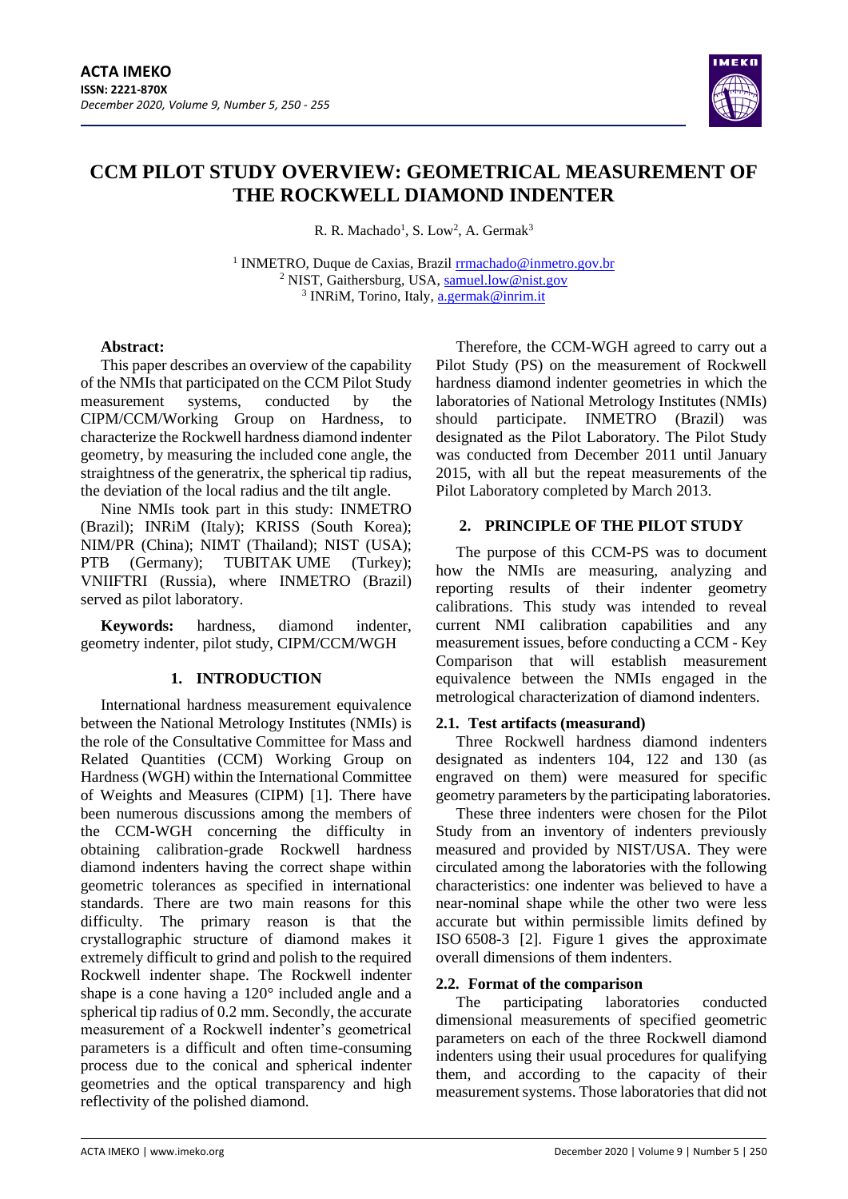# CCM PILOT STUDY OVERVIEW: GEOMETRICAL MEASUREMENT OF THE ROCKWELL DIAMOND INDENTER

R. R. Machado[1], S. Low[2], A. Germak[3]

[1] INMETRO, Duque de Caxias, Brazil rrmachado@inmetro.gov.br
[2] NIST, Gaithersburg, USA, samuel.low@nist.gov
[3] INRiM, Torino, Italy, a.germak@inrim.it

**Abstract:**

This paper describes an overview of the capability of the NMIs that participated on the CCM Pilot Study measurement systems, conducted by the CIPM/CCM/Working Group on Hardness, to characterize the Rockwell hardness diamond indenter geometry, by measuring the included cone angle, the straightness of the generatrix, the spherical tip radius, the deviation of the local radius and the tilt angle.

Nine NMIs took part in this study: INMETRO (Brazil); INRiM (Italy); KRISS (South Korea); NIM/PR (China); NIMT (Thailand); NIST (USA); PTB (Germany); TUBITAK UME (Turkey); VNIIFTRI (Russia), where INMETRO (Brazil) served as pilot laboratory.

**Keywords:** hardness, diamond indenter, geometry indenter, pilot study, CIPM/CCM/WGH

## 1. INTRODUCTION

International hardness measurement equivalence between the National Metrology Institutes (NMIs) is the role of the Consultative Committee for Mass and Related Quantities (CCM) Working Group on Hardness (WGH) within the International Committee of Weights and Measures (CIPM) [1]. There have been numerous discussions among the members of the CCM-WGH concerning the difficulty in obtaining calibration-grade Rockwell hardness diamond indenters having the correct shape within geometric tolerances as specified in international standards. There are two main reasons for this difficulty. The primary reason is that the crystallographic structure of diamond makes it extremely difficult to grind and polish to the required Rockwell indenter shape. The Rockwell indenter shape is a cone having a 120° included angle and a spherical tip radius of 0.2 mm. Secondly, the accurate measurement of a Rockwell indenter's geometrical parameters is a difficult and often time-consuming process due to the conical and spherical indenter geometries and the optical transparency and high reflectivity of the polished diamond.

Therefore, the CCM-WGH agreed to carry out a Pilot Study (PS) on the measurement of Rockwell hardness diamond indenter geometries in which the laboratories of National Metrology Institutes (NMIs) should participate. INMETRO (Brazil) was designated as the Pilot Laboratory. The Pilot Study was conducted from December 2011 until January 2015, with all but the repeat measurements of the Pilot Laboratory completed by March 2013.

## 2. PRINCIPLE OF THE PILOT STUDY

The purpose of this CCM-PS was to document how the NMIs are measuring, analyzing and reporting results of their indenter geometry calibrations. This study was intended to reveal current NMI calibration capabilities and any measurement issues, before conducting a CCM - Key Comparison that will establish measurement equivalence between the NMIs engaged in the metrological characterization of diamond indenters.

### 2.1. Test artifacts (measurand)

Three Rockwell hardness diamond indenters designated as indenters 104, 122 and 130 (as engraved on them) were measured for specific geometry parameters by the participating laboratories.

These three indenters were chosen for the Pilot Study from an inventory of indenters previously measured and provided by NIST/USA. They were circulated among the laboratories with the following characteristics: one indenter was believed to have a near-nominal shape while the other two were less accurate but within permissible limits defined by ISO 6508-3 [2]. Figure 1 gives the approximate overall dimensions of them indenters.

### 2.2. Format of the comparison

The participating laboratories conducted dimensional measurements of specified geometric parameters on each of the three Rockwell diamond indenters using their usual procedures for qualifying them, and according to the capacity of their measurement systems. Those laboratories that did not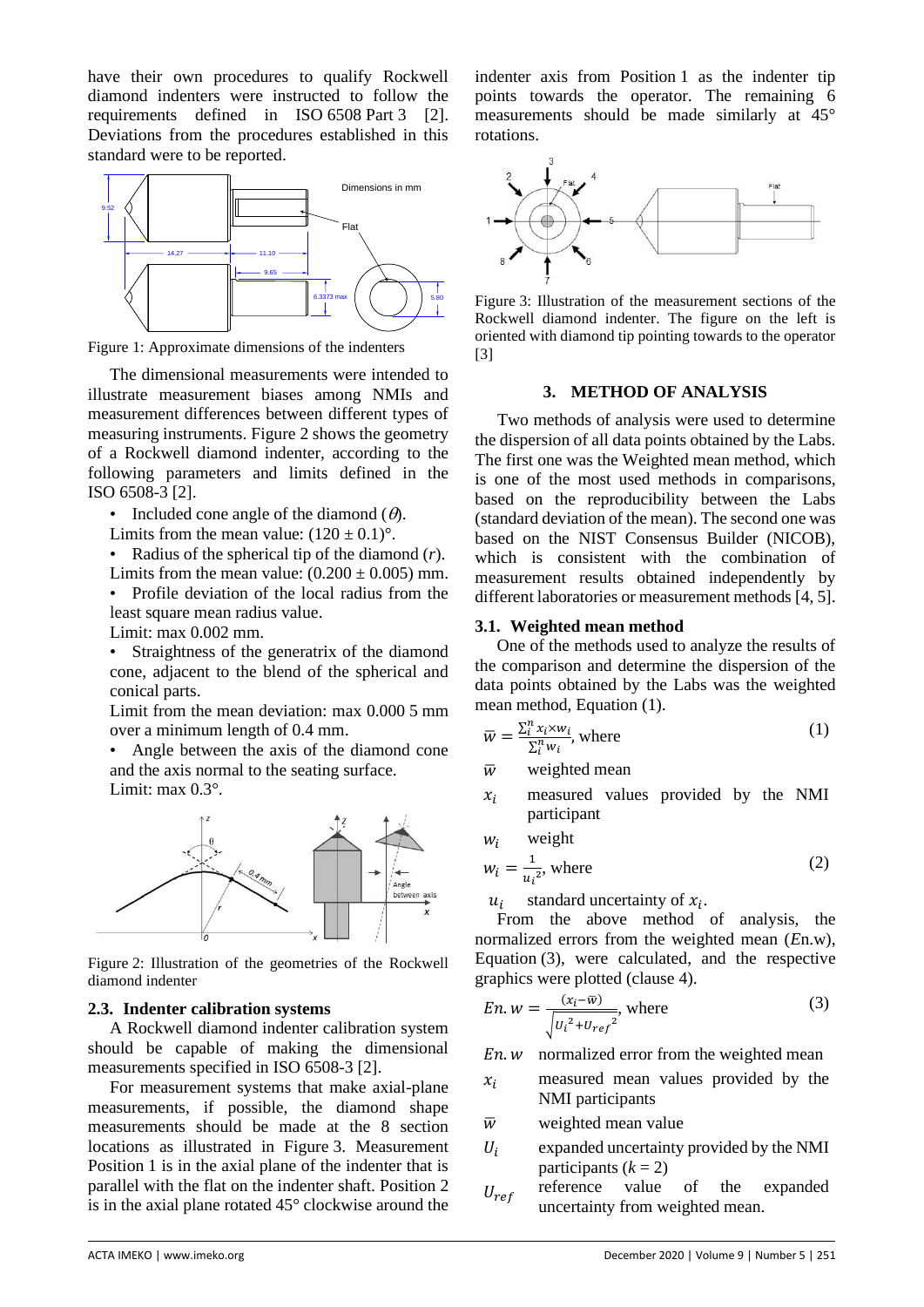have their own procedures to qualify Rockwell diamond indenters were instructed to follow the requirements defined in ISO 6508 Part 3 [2]. Deviations from the procedures established in this standard were to be reported.

Figure 1: Approximate dimensions of the indenters

The dimensional measurements were intended to illustrate measurement biases among NMIs and measurement differences between different types of measuring instruments. Figure 2 shows the geometry of a Rockwell diamond indenter, according to the following parameters and limits defined in the ISO 6508-3 [2].

- Included cone angle of the diamond ($\theta$).
  Limits from the mean value: $(120 \pm 0.1)°$.
- Radius of the spherical tip of the diamond ($r$).
  Limits from the mean value: $(0.200 \pm 0.005)$ mm.
- Profile deviation of the local radius from the least square mean radius value.
  Limit: max 0.002 mm.
- Straightness of the generatrix of the diamond cone, adjacent to the blend of the spherical and conical parts.
  Limit from the mean deviation: max 0.000 5 mm over a minimum length of 0.4 mm.
- Angle between the axis of the diamond cone and the axis normal to the seating surface.
  Limit: max 0.3°.

Figure 2: Illustration of the geometries of the Rockwell diamond indenter

### 2.3. Indenter calibration systems

A Rockwell diamond indenter calibration system should be capable of making the dimensional measurements specified in ISO 6508-3 [2].

For measurement systems that make axial-plane measurements, if possible, the diamond shape measurements should be made at the 8 section locations as illustrated in Figure 3. Measurement Position 1 is in the axial plane of the indenter that is parallel with the flat on the indenter shaft. Position 2 is in the axial plane rotated 45° clockwise around the indenter axis from Position 1 as the indenter tip points towards the operator. The remaining 6 measurements should be made similarly at 45° rotations.

Figure 3: Illustration of the measurement sections of the Rockwell diamond indenter. The figure on the left is oriented with diamond tip pointing towards to the operator [3]

## 3. METHOD OF ANALYSIS

Two methods of analysis were used to determine the dispersion of all data points obtained by the Labs. The first one was the Weighted mean method, which is one of the most used methods in comparisons, based on the reproducibility between the Labs (standard deviation of the mean). The second one was based on the NIST Consensus Builder (NICOB), which is consistent with the combination of measurement results obtained independently by different laboratories or measurement methods [4, 5].

### 3.1. Weighted mean method

One of the methods used to analyze the results of the comparison and determine the dispersion of the data points obtained by the Labs was the weighted mean method, Equation (1).

$$\bar{w} = \frac{\sum_i^n x_i \times w_i}{\sum_i^n w_i}, \text{ where} \tag{1}$$

$\bar{w}$ weighted mean

$x_i$ measured values provided by the NMI participant

$w_i$ weight

$$w_i = \frac{1}{{u_i}^2}, \text{ where} \tag{2}$$

$u_i$ standard uncertainty of $x_i$.

From the above method of analysis, the normalized errors from the weighted mean ($E$n.w), Equation (3), were calculated, and the respective graphics were plotted (clause 4).

$$En.w = \frac{(x_i - \bar{w})}{\sqrt{{U_i}^2 + {U_{ref}}^2}}, \text{ where} \tag{3}$$

$En.w$ normalized error from the weighted mean

$x_i$ measured mean values provided by the NMI participants

$\bar{w}$ weighted mean value

$U_i$ expanded uncertainty provided by the NMI participants ($k = 2$)

$U_{ref}$ reference value of the expanded uncertainty from weighted mean.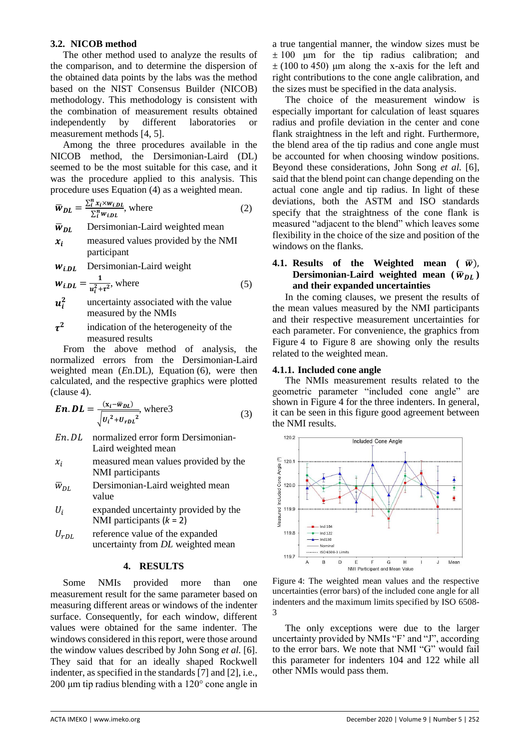### 3.2. NICOB method

The other method used to analyze the results of the comparison, and to determine the dispersion of the obtained data points by the labs was the method based on the NIST Consensus Builder (NICOB) methodology. This methodology is consistent with the combination of measurement results obtained independently by different laboratories or measurement methods [4, 5].

Among the three procedures available in the NICOB method, the Dersimonian-Laird (DL) seemed to be the most suitable for this case, and it was the procedure applied to this analysis. This procedure uses Equation (4) as a weighted mean.

$$\bar{w}_{DL} = \frac{\sum_i^n x_i \times w_{i.DL}}{\sum_i^n w_{i.DL}}, \text{ where} \quad (2)$$

$\bar{w}_{DL}$ Dersimonian-Laird weighted mean

$x_i$ measured values provided by the NMI participant

$w_{i.DL}$ Dersimonian-Laird weight

$$w_{i.DL} = \frac{1}{u_i^2 + \tau^2}, \text{ where} \quad (5)$$

$u_i^2$ uncertainty associated with the value measured by the NMIs

$\tau^2$ indication of the heterogeneity of the measured results

From the above method of analysis, the normalized errors from the Dersimonian-Laird weighted mean (*E*n.DL), Equation (6), were then calculated, and the respective graphics were plotted (clause 4).

$$\boldsymbol{En.DL} = \frac{(x_i - \bar{w}_{DL})}{\sqrt{U_i^2 + U_{rDL}^2}}, \text{ where3} \quad (3)$$

$En.DL$ normalized error form Dersimonian-Laird weighted mean

$x_i$ measured mean values provided by the NMI participants

$\bar{w}_{DL}$ Dersimonian-Laird weighted mean value

$U_i$ expanded uncertainty provided by the NMI participants ($k$ = 2)

$U_{rDL}$ reference value of the expanded uncertainty from *DL* weighted mean

## 4. RESULTS

Some NMIs provided more than one measurement result for the same parameter based on measuring different areas or windows of the indenter surface. Consequently, for each window, different values were obtained for the same indenter. The windows considered in this report, were those around the window values described by John Song *et al.* [6]. They said that for an ideally shaped Rockwell indenter, as specified in the standards [7] and [2], i.e., 200 µm tip radius blending with a 120° cone angle in a true tangential manner, the window sizes must be ± 100 µm for the tip radius calibration; and ± (100 to 450) µm along the x-axis for the left and right contributions to the cone angle calibration, and the sizes must be specified in the data analysis.

The choice of the measurement window is especially important for calculation of least squares radius and profile deviation in the center and cone flank straightness in the left and right. Furthermore, the blend area of the tip radius and cone angle must be accounted for when choosing window positions. Beyond these considerations, John Song *et al.* [6], said that the blend point can change depending on the actual cone angle and tip radius. In light of these deviations, both the ASTM and ISO standards specify that the straightness of the cone flank is measured "adjacent to the blend" which leaves some flexibility in the choice of the size and position of the windows on the flanks.

### 4.1. Results of the Weighted mean ($\bar{w}$), Dersimonian-Laird weighted mean ($\bar{w}_{DL}$) and their expanded uncertainties

In the coming clauses, we present the results of the mean values measured by the NMI participants and their respective measurement uncertainties for each parameter. For convenience, the graphics from Figure 4 to Figure 8 are showing only the results related to the weighted mean.

#### 4.1.1. Included cone angle

The NMIs measurement results related to the geometric parameter "included cone angle" are shown in Figure 4 for the three indenters. In general, it can be seen in this figure good agreement between the NMI results.

Figure 4: The weighted mean values and the respective uncertainties (error bars) of the included cone angle for all indenters and the maximum limits specified by ISO 6508-3

The only exceptions were due to the larger uncertainty provided by NMIs "F' and "J", according to the error bars. We note that NMI "G" would fail this parameter for indenters 104 and 122 while all other NMIs would pass them.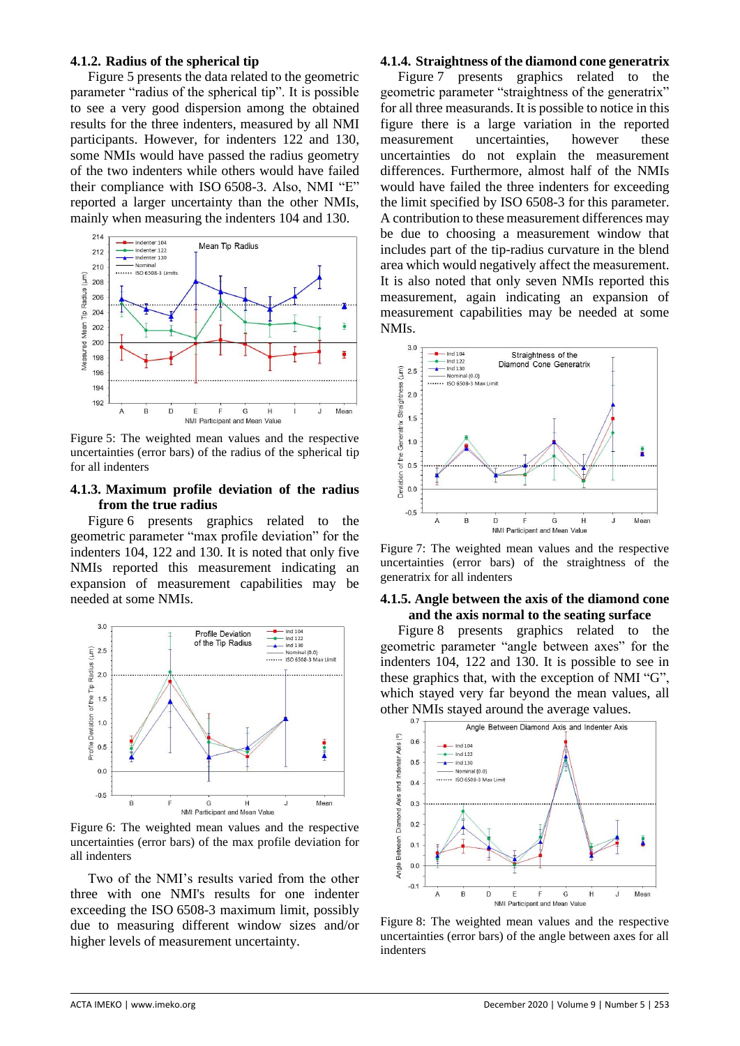#### 4.1.2. Radius of the spherical tip

Figure 5 presents the data related to the geometric parameter "radius of the spherical tip". It is possible to see a very good dispersion among the obtained results for the three indenters, measured by all NMI participants. However, for indenters 122 and 130, some NMIs would have passed the radius geometry of the two indenters while others would have failed their compliance with ISO 6508-3. Also, NMI "E" reported a larger uncertainty than the other NMIs, mainly when measuring the indenters 104 and 130.

Figure 5: The weighted mean values and the respective uncertainties (error bars) of the radius of the spherical tip for all indenters

#### 4.1.3. Maximum profile deviation of the radius from the true radius

Figure 6 presents graphics related to the geometric parameter "max profile deviation" for the indenters 104, 122 and 130. It is noted that only five NMIs reported this measurement indicating an expansion of measurement capabilities may be needed at some NMIs.

Figure 6: The weighted mean values and the respective uncertainties (error bars) of the max profile deviation for all indenters

Two of the NMI's results varied from the other three with one NMI's results for one indenter exceeding the ISO 6508-3 maximum limit, possibly due to measuring different window sizes and/or higher levels of measurement uncertainty.

#### 4.1.4. Straightness of the diamond cone generatrix

Figure 7 presents graphics related to the geometric parameter "straightness of the generatrix" for all three measurands. It is possible to notice in this figure there is a large variation in the reported measurement uncertainties, however these uncertainties do not explain the measurement differences. Furthermore, almost half of the NMIs would have failed the three indenters for exceeding the limit specified by ISO 6508-3 for this parameter. A contribution to these measurement differences may be due to choosing a measurement window that includes part of the tip-radius curvature in the blend area which would negatively affect the measurement. It is also noted that only seven NMIs reported this measurement, again indicating an expansion of measurement capabilities may be needed at some NMIs.

Figure 7: The weighted mean values and the respective uncertainties (error bars) of the straightness of the generatrix for all indenters

#### 4.1.5. Angle between the axis of the diamond cone and the axis normal to the seating surface

Figure 8 presents graphics related to the geometric parameter "angle between axes" for the indenters 104, 122 and 130. It is possible to see in these graphics that, with the exception of NMI "G", which stayed very far beyond the mean values, all other NMIs stayed around the average values.

Figure 8: The weighted mean values and the respective uncertainties (error bars) of the angle between axes for all indenters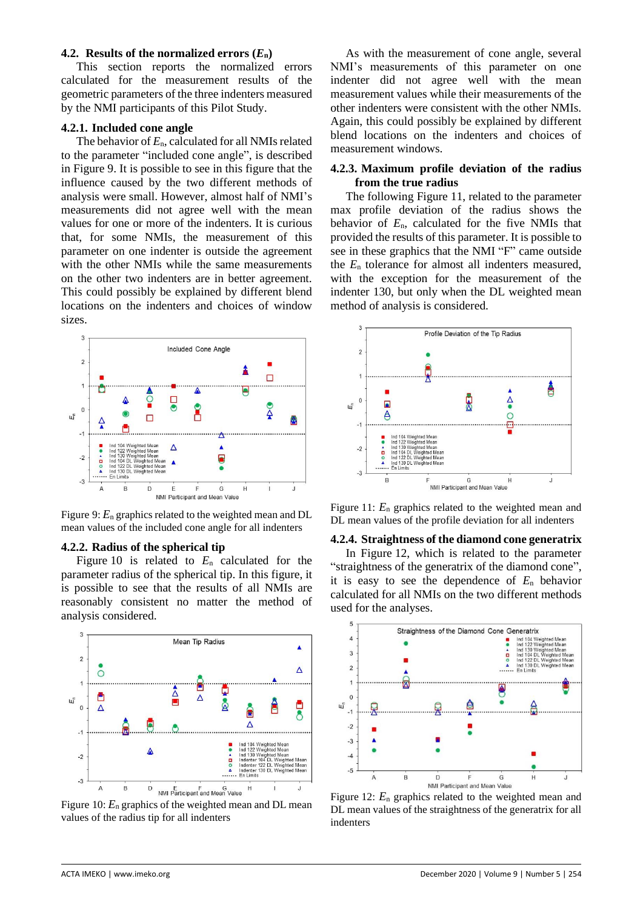### 4.2. Results of the normalized errors ($E_n$)

This section reports the normalized errors calculated for the measurement results of the geometric parameters of the three indenters measured by the NMI participants of this Pilot Study.

#### 4.2.1. Included cone angle

The behavior of $E_n$, calculated for all NMIs related to the parameter "included cone angle", is described in Figure 9. It is possible to see in this figure that the influence caused by the two different methods of analysis were small. However, almost half of NMI's measurements did not agree well with the mean values for one or more of the indenters. It is curious that, for some NMIs, the measurement of this parameter on one indenter is outside the agreement with the other NMIs while the same measurements on the other two indenters are in better agreement. This could possibly be explained by different blend locations on the indenters and choices of window sizes.

Figure 9: $E_n$ graphics related to the weighted mean and DL mean values of the included cone angle for all indenters

#### 4.2.2. Radius of the spherical tip

Figure 10 is related to $E_n$ calculated for the parameter radius of the spherical tip. In this figure, it is possible to see that the results of all NMIs are reasonably consistent no matter the method of analysis considered.

Figure 10: $E_n$ graphics of the weighted mean and DL mean values of the radius tip for all indenters

As with the measurement of cone angle, several NMI's measurements of this parameter on one indenter did not agree well with the mean measurement values while their measurements of the other indenters were consistent with the other NMIs. Again, this could possibly be explained by different blend locations on the indenters and choices of measurement windows.

#### 4.2.3. Maximum profile deviation of the radius from the true radius

The following Figure 11, related to the parameter max profile deviation of the radius shows the behavior of $E_n$, calculated for the five NMIs that provided the results of this parameter. It is possible to see in these graphics that the NMI "F" came outside the $E_n$ tolerance for almost all indenters measured, with the exception for the measurement of the indenter 130, but only when the DL weighted mean method of analysis is considered.

Figure 11: $E_n$ graphics related to the weighted mean and DL mean values of the profile deviation for all indenters

#### 4.2.4. Straightness of the diamond cone generatrix

In Figure 12, which is related to the parameter "straightness of the generatrix of the diamond cone", it is easy to see the dependence of $E_n$ behavior calculated for all NMIs on the two different methods used for the analyses.

Figure 12: $E_n$ graphics related to the weighted mean and DL mean values of the straightness of the generatrix for all indenters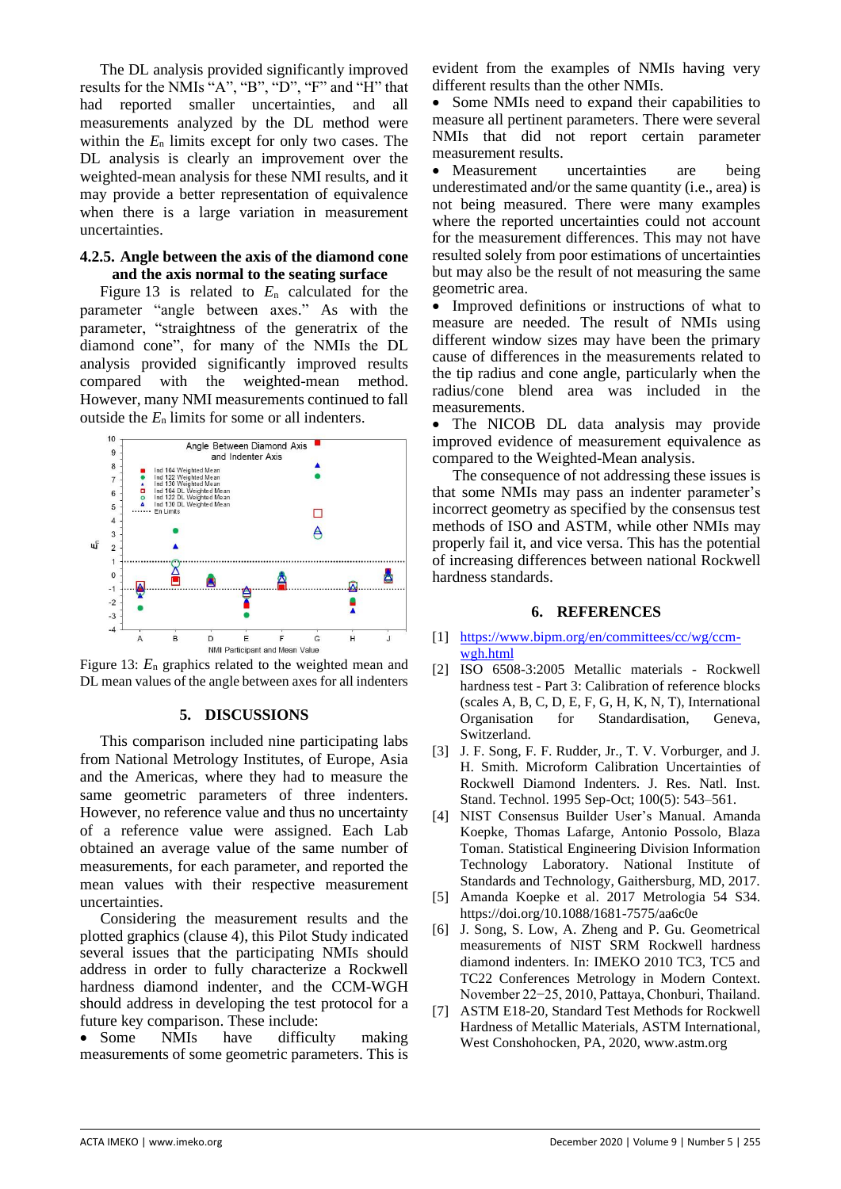The DL analysis provided significantly improved results for the NMIs "A", "B", "D", "F" and "H" that had reported smaller uncertainties, and all measurements analyzed by the DL method were within the $E_n$ limits except for only two cases. The DL analysis is clearly an improvement over the weighted-mean analysis for these NMI results, and it may provide a better representation of equivalence when there is a large variation in measurement uncertainties.

#### 4.2.5. Angle between the axis of the diamond cone and the axis normal to the seating surface

Figure 13 is related to $E_n$ calculated for the parameter "angle between axes." As with the parameter, "straightness of the generatrix of the diamond cone", for many of the NMIs the DL analysis provided significantly improved results compared with the weighted-mean method. However, many NMI measurements continued to fall outside the $E_n$ limits for some or all indenters.

Angle Between Diamond Axis and Indenter Axis

Ind 104 Weighted Mean
Ind 122 Weighted Mean
Ind 130 Weighted Mean
Ind 104 DL Weighted Mean
Ind 122 DL Weighted Mean
Ind 130 DL Weighted Mean
En Limits

$E_n$

10
9
8
7
6
5
4
3
2
1
0
-1
-2
-3
-4

A B D E F G H J

NMI Participant and Mean Value

Figure 13: $E_n$ graphics related to the weighted mean and DL mean values of the angle between axes for all indenters

## 5. DISCUSSIONS

This comparison included nine participating labs from National Metrology Institutes, of Europe, Asia and the Americas, where they had to measure the same geometric parameters of three indenters. However, no reference value and thus no uncertainty of a reference value were assigned. Each Lab obtained an average value of the same number of measurements, for each parameter, and reported the mean values with their respective measurement uncertainties.

Considering the measurement results and the plotted graphics (clause 4), this Pilot Study indicated several issues that the participating NMIs should address in order to fully characterize a Rockwell hardness diamond indenter, and the CCM-WGH should address in developing the test protocol for a future key comparison. These include:

- Some NMIs have difficulty making measurements of some geometric parameters. This is evident from the examples of NMIs having very different results than the other NMIs.
- Some NMIs need to expand their capabilities to measure all pertinent parameters. There were several NMIs that did not report certain parameter measurement results.
- Measurement uncertainties are being underestimated and/or the same quantity (i.e., area) is not being measured. There were many examples where the reported uncertainties could not account for the measurement differences. This may not have resulted solely from poor estimations of uncertainties but may also be the result of not measuring the same geometric area.
- Improved definitions or instructions of what to measure are needed. The result of NMIs using different window sizes may have been the primary cause of differences in the measurements related to the tip radius and cone angle, particularly when the radius/cone blend area was included in the measurements.
- The NICOB DL data analysis may provide improved evidence of measurement equivalence as compared to the Weighted-Mean analysis.

The consequence of not addressing these issues is that some NMIs may pass an indenter parameter's incorrect geometry as specified by the consensus test methods of ISO and ASTM, while other NMIs may properly fail it, and vice versa. This has the potential of increasing differences between national Rockwell hardness standards.

## 6. REFERENCES

[1] https://www.bipm.org/en/committees/cc/wg/ccm-wgh.html

[2] ISO 6508-3:2005 Metallic materials - Rockwell hardness test - Part 3: Calibration of reference blocks (scales A, B, C, D, E, F, G, H, K, N, T), International Organisation for Standardisation, Geneva, Switzerland.

[3] J. F. Song, F. F. Rudder, Jr., T. V. Vorburger, and J. H. Smith. Microform Calibration Uncertainties of Rockwell Diamond Indenters. J. Res. Natl. Inst. Stand. Technol. 1995 Sep-Oct; 100(5): 543–561.

[4] NIST Consensus Builder User's Manual. Amanda Koepke, Thomas Lafarge, Antonio Possolo, Blaza Toman. Statistical Engineering Division Information Technology Laboratory. National Institute of Standards and Technology, Gaithersburg, MD, 2017.

[5] Amanda Koepke et al. 2017 Metrologia 54 S34. https://doi.org/10.1088/1681-7575/aa6c0e

[6] J. Song, S. Low, A. Zheng and P. Gu. Geometrical measurements of NIST SRM Rockwell hardness diamond indenters. In: IMEKO 2010 TC3, TC5 and TC22 Conferences Metrology in Modern Context. November 22−25, 2010, Pattaya, Chonburi, Thailand.

[7] ASTM E18-20, Standard Test Methods for Rockwell Hardness of Metallic Materials, ASTM International, West Conshohocken, PA, 2020, www.astm.org